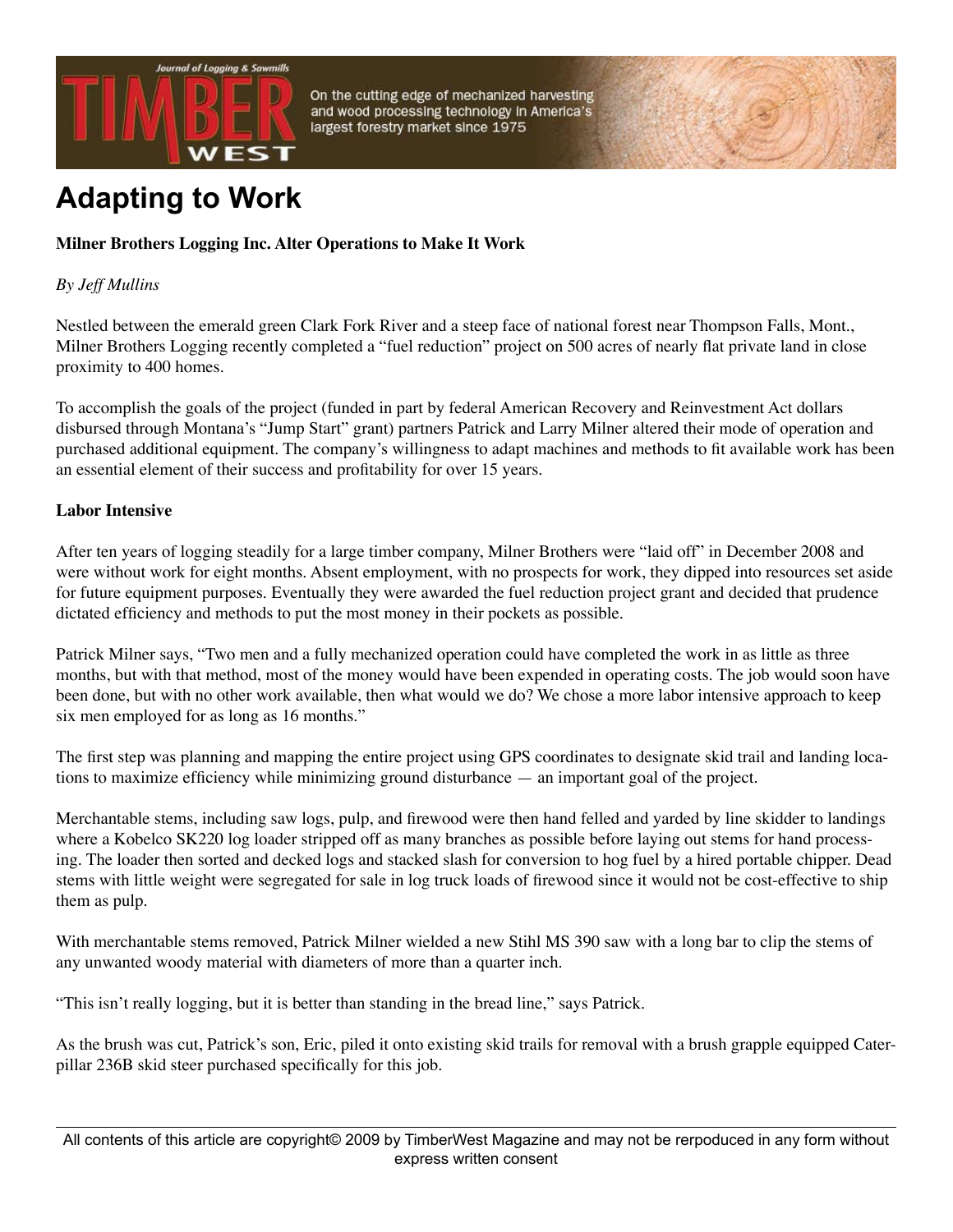# Adapting to Work

**Milner Brothers Logging Inc. Alter Operations to Make It Work**

*By Jeff Mullins*

Nestled between the emerald green Clark Fork River and a steep face of national forest near Thompson Falls, Mont., Milner Brothers Logging recently completed a "fuel reduction" project on 500 acres of nearly flat private land in close proximity to 400 homes.

To accomplish the goals of the project (funded in part by federal American Recovery and Reinvestment Act dollars disbursed through Montana's "Jump Start" grant) partners Patrick and Larry Milner altered their mode of operation and purchased additional equipment. The company's willingness to adapt machines and methods to fit available work has been an essential element of their success and profitability for over 15 years.

## Labor Intensive

After ten years of logging steadily for a large timber company, Milner Brothers were "laid off" in December 2008 and were without work for eight months. Absent employment, with no prospects for work, they dipped into resources set aside for future equipment purposes. Eventually they were awarded the fuel reduction project grant and decided that prudence dictated efficiency and methods to put the most money in their pockets as possible.

Patrick Milner says, "Two men and a fully mechanized operation could have completed the work in as little as three months, but with that method, most of the money would have been expended in operating costs. The job would soon have been done, but with no other work available, then what would we do? We chose a more labor intensive approach to keep six men employed for as long as 16 months."

The first step was planning and mapping the entire project using GPS coordinates to designate skid trail and landing locations to maximize efficiency while minimizing ground disturbance — an important goal of the project.

Merchantable stems, including saw logs, pulp, and firewood were then hand felled and yarded by line skidder to landings where a Kobelco SK220 log loader stripped off as many branches as possible before laying out stems for hand processing. The loader then sorted and decked logs and stacked slash for conversion to hog fuel by a hired portable chipper. Dead stems with little weight were segregated for sale in log truck loads of firewood since it would not be cost-effective to ship them as pulp.

With merchantable stems removed, Patrick Milner wielded a new Stihl MS 390 saw with a long bar to clip the stems of any unwanted woody material with diameters of more than a quarter inch.

"This isn't really logging, but it is better than standing in the bread line," says Patrick.

As the brush was cut, Patrick's son, Eric, piled it onto existing skid trails for removal with a brush grapple equipped Caterpillar 236B skid steer purchased specifically for this job.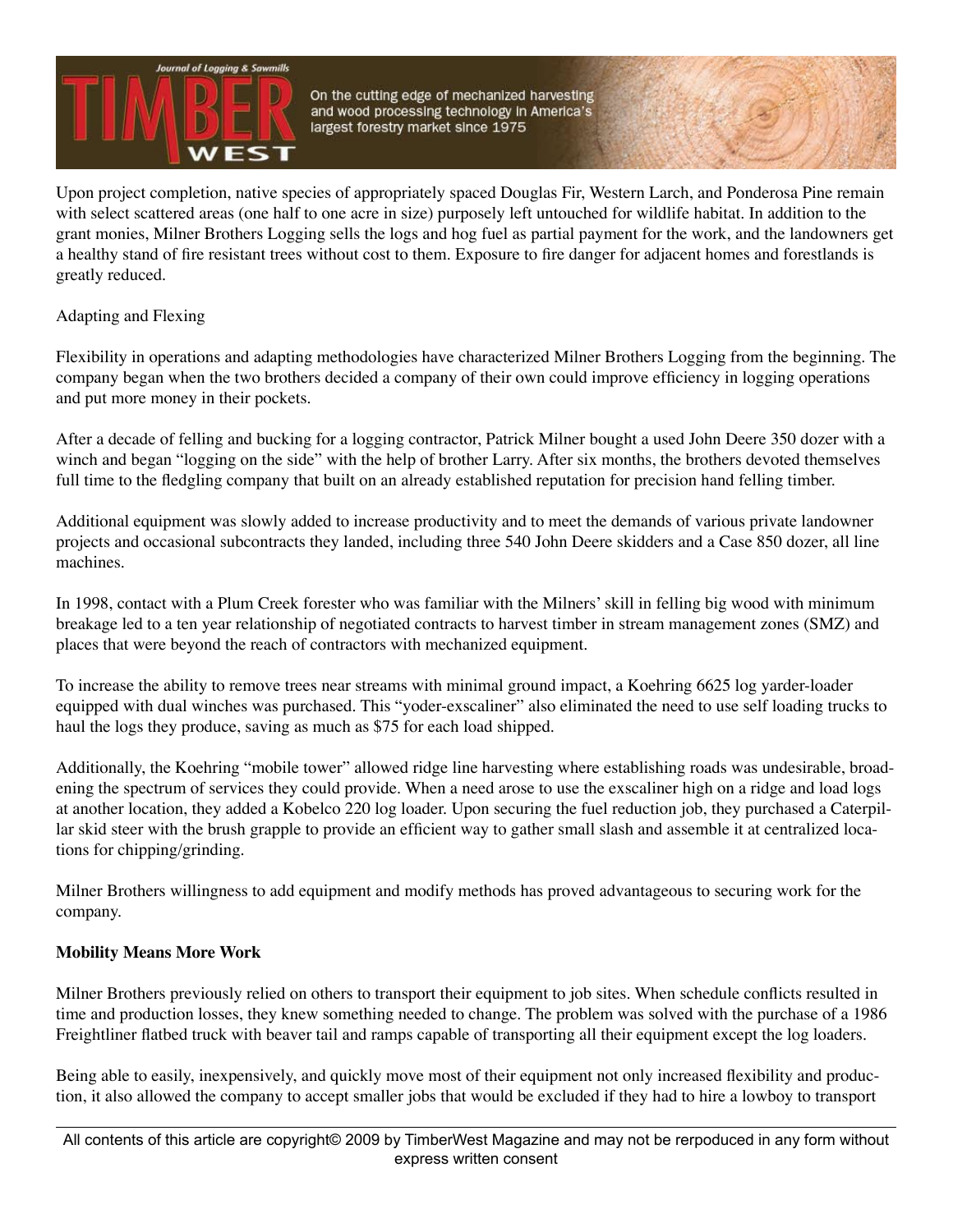Upon project completion, native species of appropriately spaced Douglas Fir, Western Larch, and Ponderosa Pine remain with select scattered areas (one half to one acre in size) purposely left untouched for wildlife habitat. In addition to the grant monies, Milner Brothers Logging sells the logs and hog fuel as partial payment for the work, and the landowners get a healthy stand of fire resistant trees without cost to them. Exposure to fire danger for adjacent homes and forestlands is greatly reduced.

Adapting and Flexing

Flexibility in operations and adapting methodologies have characterized Milner Brothers Logging from the beginning. The company began when the two brothers decided a company of their own could improve efficiency in logging operations and put more money in their pockets.

After a decade of felling and bucking for a logging contractor, Patrick Milner bought a used John Deere 350 dozer with a winch and began "logging on the side" with the help of brother Larry. After six months, the brothers devoted themselves full time to the fledgling company that built on an already established reputation for precision hand felling timber.

Additional equipment was slowly added to increase productivity and to meet the demands of various private landowner projects and occasional subcontracts they landed, including three 540 John Deere skidders and a Case 850 dozer, all line machines.

In 1998, contact with a Plum Creek forester who was familiar with the Milners' skill in felling big wood with minimum breakage led to a ten year relationship of negotiated contracts to harvest timber in stream management zones (SMZ) and places that were beyond the reach of contractors with mechanized equipment.

To increase the ability to remove trees near streams with minimal ground impact, a Koehring 6625 log yarder-loader equipped with dual winches was purchased. This "yoder-exscaliner" also eliminated the need to use self loading trucks to haul the logs they produce, saving as much as $75 for each load shipped.

Additionally, the Koehring "mobile tower" allowed ridge line harvesting where establishing roads was undesirable, broadening the spectrum of services they could provide. When a need arose to use the exscaliner high on a ridge and load logs at another location, they added a Kobelco 220 log loader. Upon securing the fuel reduction job, they purchased a Caterpillar skid steer with the brush grapple to provide an efficient way to gather small slash and assemble it at centralized locations for chipping/grinding.

Milner Brothers willingness to add equipment and modify methods has proved advantageous to securing work for the company.

**Mobility Means More Work**

Milner Brothers previously relied on others to transport their equipment to job sites. When schedule conflicts resulted in time and production losses, they knew something needed to change. The problem was solved with the purchase of a 1986 Freightliner flatbed truck with beaver tail and ramps capable of transporting all their equipment except the log loaders.

Being able to easily, inexpensively, and quickly move most of their equipment not only increased flexibility and production, it also allowed the company to accept smaller jobs that would be excluded if they had to hire a lowboy to transport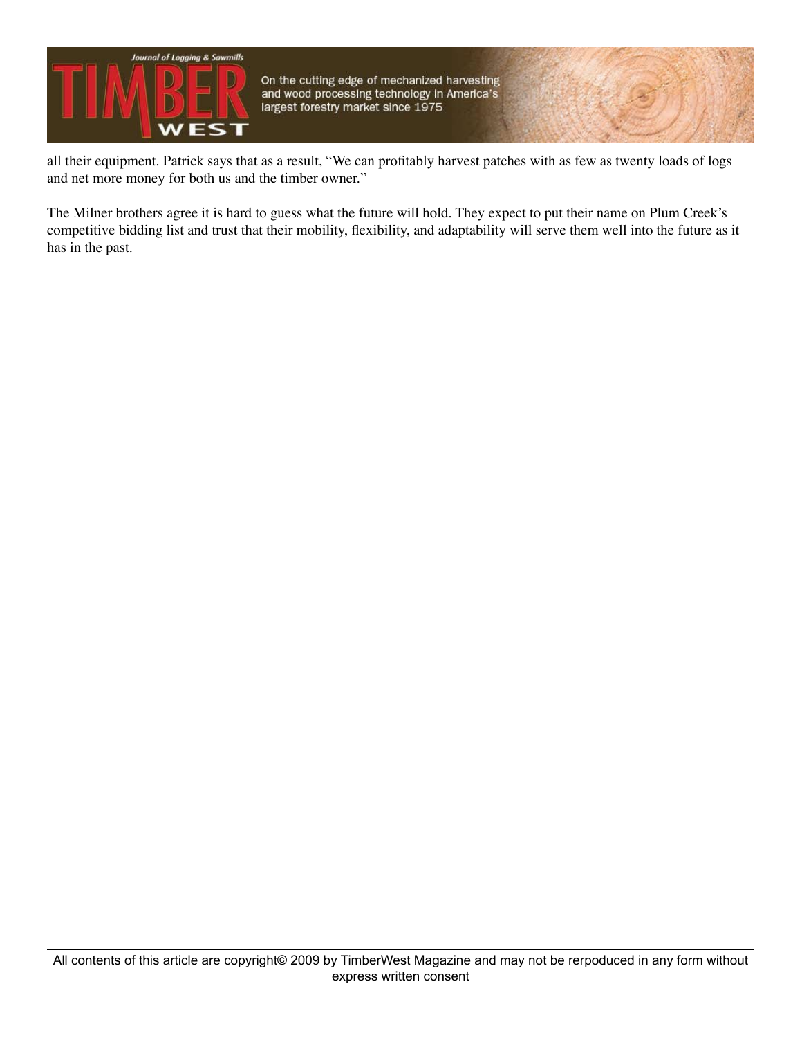all their equipment. Patrick says that as a result, “We can profitably harvest patches with as few as twenty loads of logs and net more money for both us and the timber owner.”

The Milner brothers agree it is hard to guess what the future will hold. They expect to put their name on Plum Creek’s competitive bidding list and trust that their mobility, flexibility, and adaptability will serve them well into the future as it has in the past.